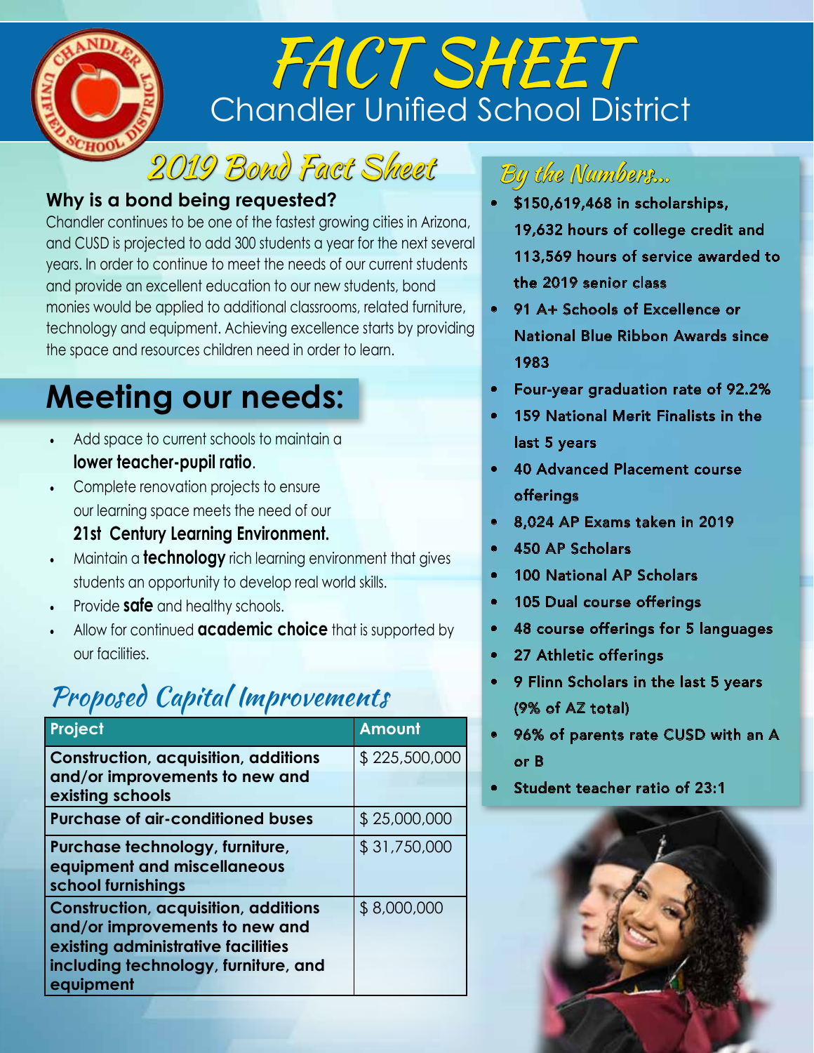# FACT SHEET
## Chandler Unified School District

## 2019 Bond Fact Sheet

### Why is a bond being requested?

Chandler continues to be one of the fastest growing cities in Arizona, and CUSD is projected to add 300 students a year for the next several years. In order to continue to meet the needs of our current students and provide an excellent education to our new students, bond monies would be applied to additional classrooms, related furniture, technology and equipment. Achieving excellence starts by providing the space and resources children need in order to learn.

## Meeting our needs:

- Add space to current schools to maintain a **lower teacher-pupil ratio**.
- Complete renovation projects to ensure our learning space meets the need of our **21st Century Learning Environment.**
- Maintain a **technology** rich learning environment that gives students an opportunity to develop real world skills.
- Provide **safe** and healthy schools.
- Allow for continued **academic choice** that is supported by our facilities.

## Proposed Capital Improvements

| Project | Amount |
|---|---|
| **Construction, acquisition, additions and/or improvements to new and existing schools** | $ 225,500,000 |
| **Purchase of air-conditioned buses** | $ 25,000,000 |
| **Purchase technology, furniture, equipment and miscellaneous school furnishings** | $ 31,750,000 |
| **Construction, acquisition, additions and/or improvements to new and existing administrative facilities including technology, furniture, and equipment** | $ 8,000,000 |

## By the Numbers...

- $150,619,468 in scholarships, 19,632 hours of college credit and 113,569 hours of service awarded to the 2019 senior class
- 91 A+ Schools of Excellence or National Blue Ribbon Awards since 1983
- Four-year graduation rate of 92.2%
- 159 National Merit Finalists in the last 5 years
- 40 Advanced Placement course offerings
- 8,024 AP Exams taken in 2019
- 450 AP Scholars
- 100 National AP Scholars
- 105 Dual course offerings
- 48 course offerings for 5 languages
- 27 Athletic offerings
- 9 Flinn Scholars in the last 5 years (9% of AZ total)
- 96% of parents rate CUSD with an A or B
- Student teacher ratio of 23:1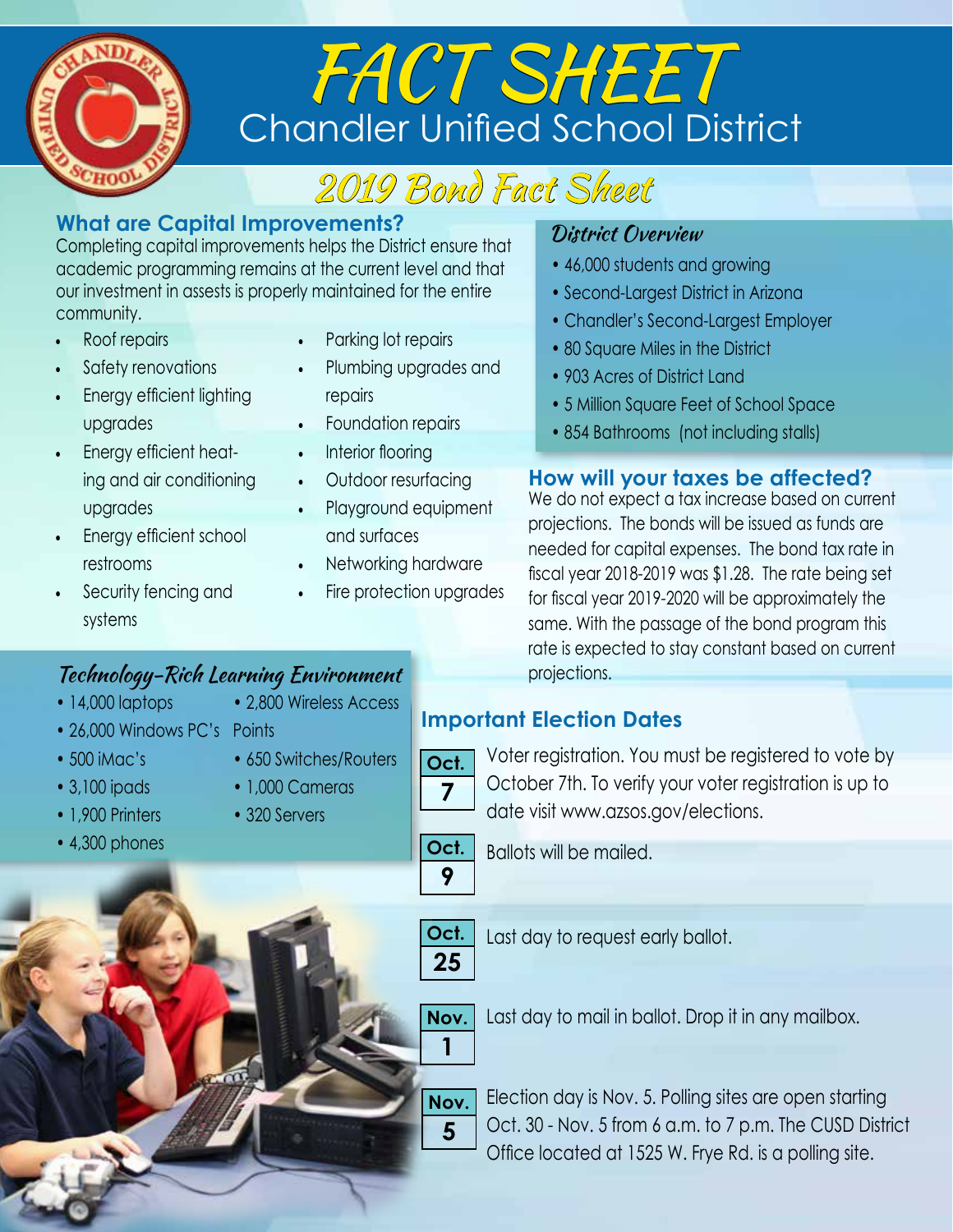# FACT SHEET
## Chandler Unified School District

## 2019 Bond Fact Sheet

### What are Capital Improvements?

Completing capital improvements helps the District ensure that academic programming remains at the current level and that our investment in assests is properly maintained for the entire community.

- Roof repairs
- Safety renovations
- Energy efficient lighting upgrades
- Energy efficient heating and air conditioning upgrades
- Energy efficient school restrooms
- Security fencing and systems
- Parking lot repairs
- Plumbing upgrades and repairs
- Foundation repairs
- Interior flooring
- Outdoor resurfacing
- Playground equipment and surfaces
- Networking hardware
- Fire protection upgrades

### District Overview

- 46,000 students and growing
- Second-Largest District in Arizona
- Chandler's Second-Largest Employer
- 80 Square Miles in the District
- 903 Acres of District Land
- 5 Million Square Feet of School Space
- 854 Bathrooms (not including stalls)

### How will your taxes be affected?

We do not expect a tax increase based on current projections. The bonds will be issued as funds are needed for capital expenses. The bond tax rate in fiscal year 2018-2019 was $1.28. The rate being set for fiscal year 2019-2020 will be approximately the same. With the passage of the bond program this rate is expected to stay constant based on current projections.

### Technology-Rich Learning Environment

- 14,000 laptops
- 26,000 Windows PC's
- 500 iMac's
- 3,100 ipads
- 1,900 Printers
- 4,300 phones
- 2,800 Wireless Access Points
- 650 Switches/Routers
- 1,000 Cameras
- 320 Servers

### Important Election Dates

**Oct. 7** — Voter registration. You must be registered to vote by October 7th. To verify your voter registration is up to date visit www.azsos.gov/elections.

**Oct. 9** — Ballots will be mailed.

**Oct. 25** — Last day to request early ballot.

**Nov. 1** — Last day to mail in ballot. Drop it in any mailbox.

**Nov. 5** — Election day is Nov. 5. Polling sites are open starting Oct. 30 - Nov. 5 from 6 a.m. to 7 p.m. The CUSD District Office located at 1525 W. Frye Rd. is a polling site.